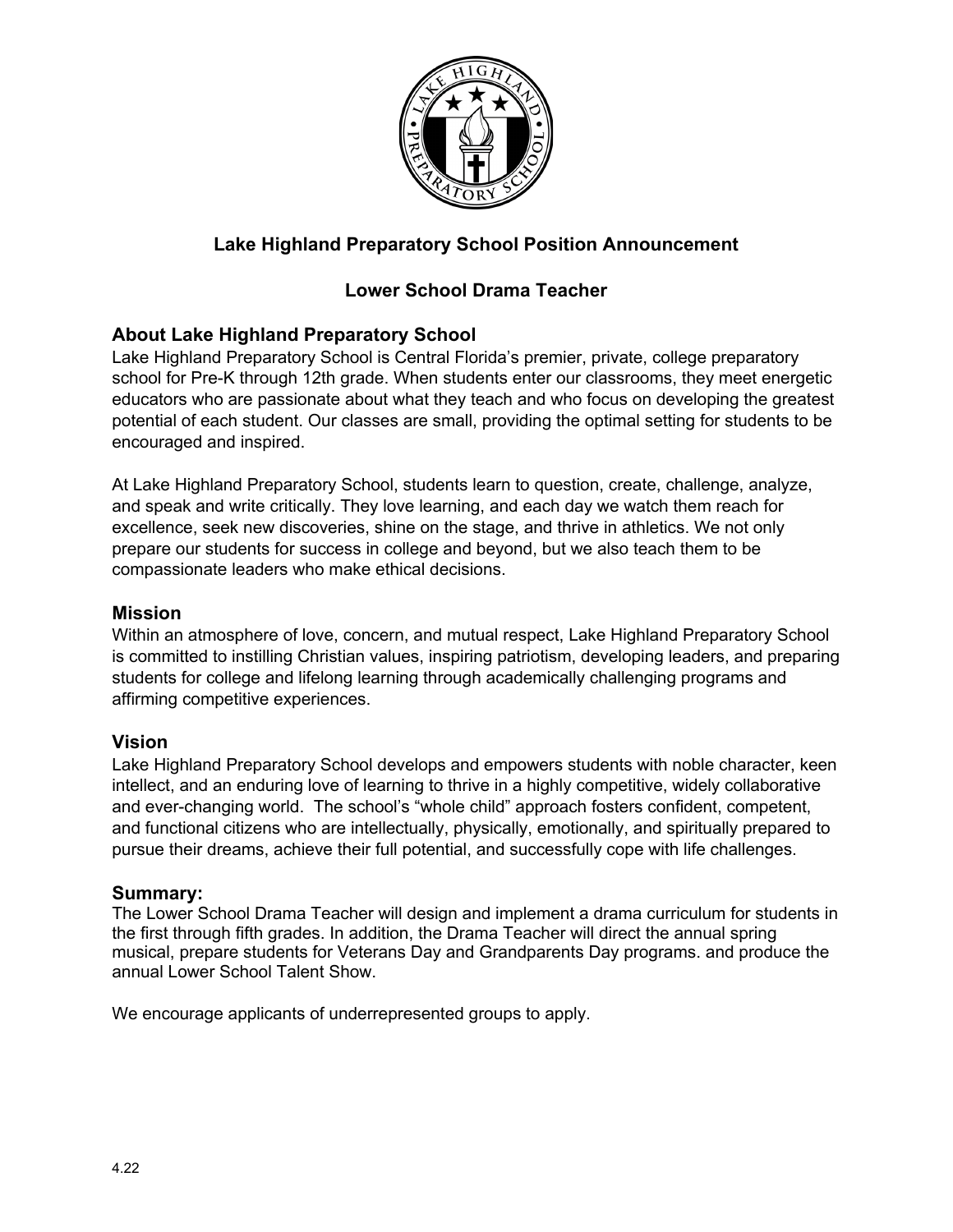# Lake Highland Preparatory School Position Announcement

## Lower School Drama Teacher

### About Lake Highland Preparatory School

Lake Highland Preparatory School is Central Florida's premier, private, college preparatory school for Pre-K through 12th grade. When students enter our classrooms, they meet energetic educators who are passionate about what they teach and who focus on developing the greatest potential of each student. Our classes are small, providing the optimal setting for students to be encouraged and inspired.

At Lake Highland Preparatory School, students learn to question, create, challenge, analyze, and speak and write critically. They love learning, and each day we watch them reach for excellence, seek new discoveries, shine on the stage, and thrive in athletics. We not only prepare our students for success in college and beyond, but we also teach them to be compassionate leaders who make ethical decisions.

### Mission

Within an atmosphere of love, concern, and mutual respect, Lake Highland Preparatory School is committed to instilling Christian values, inspiring patriotism, developing leaders, and preparing students for college and lifelong learning through academically challenging programs and affirming competitive experiences.

### Vision

Lake Highland Preparatory School develops and empowers students with noble character, keen intellect, and an enduring love of learning to thrive in a highly competitive, widely collaborative and ever-changing world. The school's "whole child" approach fosters confident, competent, and functional citizens who are intellectually, physically, emotionally, and spiritually prepared to pursue their dreams, achieve their full potential, and successfully cope with life challenges.

### Summary:

The Lower School Drama Teacher will design and implement a drama curriculum for students in the first through fifth grades. In addition, the Drama Teacher will direct the annual spring musical, prepare students for Veterans Day and Grandparents Day programs. and produce the annual Lower School Talent Show.

We encourage applicants of underrepresented groups to apply.

4.22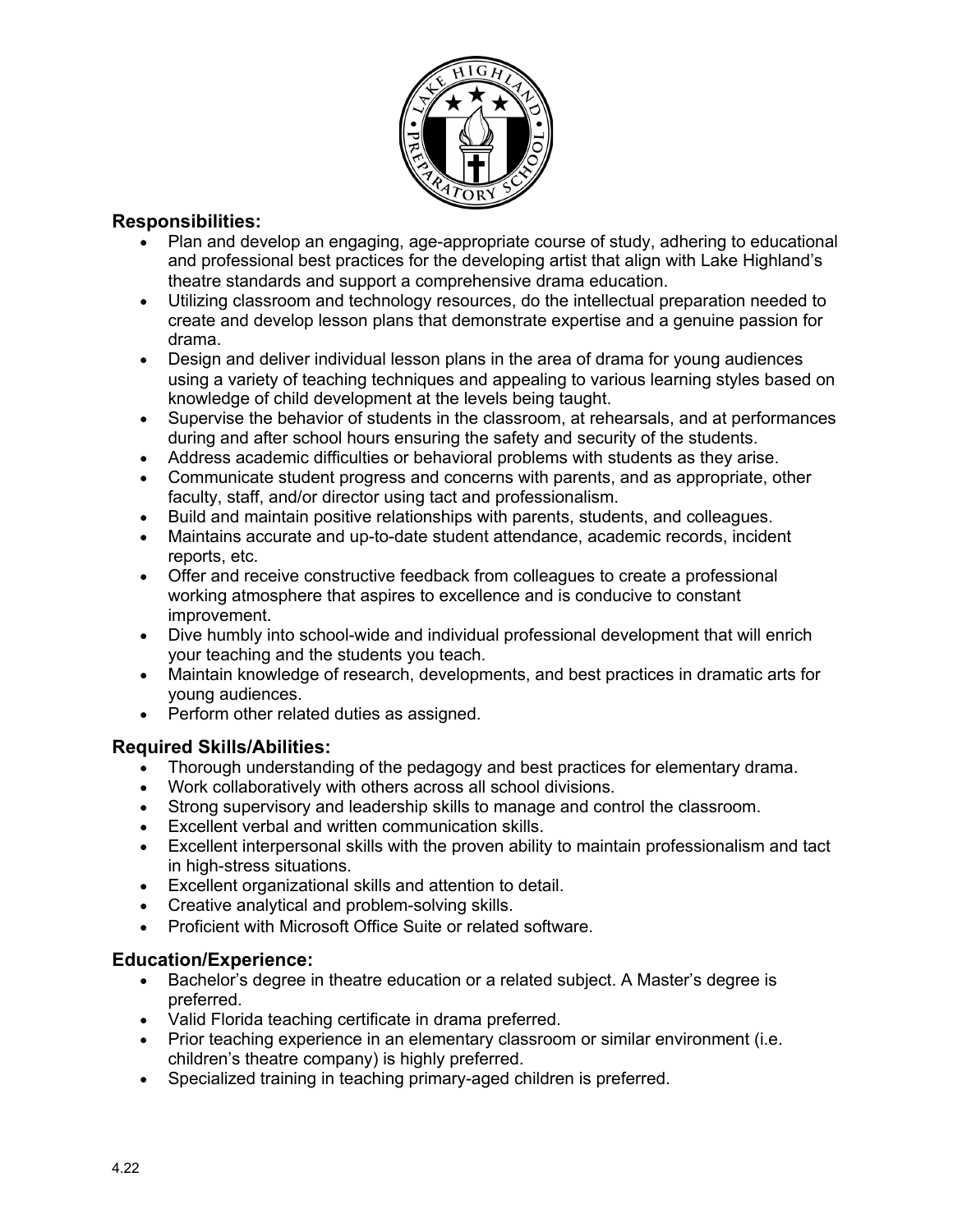## Responsibilities:

- Plan and develop an engaging, age-appropriate course of study, adhering to educational and professional best practices for the developing artist that align with Lake Highland's theatre standards and support a comprehensive drama education.
- Utilizing classroom and technology resources, do the intellectual preparation needed to create and develop lesson plans that demonstrate expertise and a genuine passion for drama.
- Design and deliver individual lesson plans in the area of drama for young audiences using a variety of teaching techniques and appealing to various learning styles based on knowledge of child development at the levels being taught.
- Supervise the behavior of students in the classroom, at rehearsals, and at performances during and after school hours ensuring the safety and security of the students.
- Address academic difficulties or behavioral problems with students as they arise.
- Communicate student progress and concerns with parents, and as appropriate, other faculty, staff, and/or director using tact and professionalism.
- Build and maintain positive relationships with parents, students, and colleagues.
- Maintains accurate and up-to-date student attendance, academic records, incident reports, etc.
- Offer and receive constructive feedback from colleagues to create a professional working atmosphere that aspires to excellence and is conducive to constant improvement.
- Dive humbly into school-wide and individual professional development that will enrich your teaching and the students you teach.
- Maintain knowledge of research, developments, and best practices in dramatic arts for young audiences.
- Perform other related duties as assigned.

## Required Skills/Abilities:

- Thorough understanding of the pedagogy and best practices for elementary drama.
- Work collaboratively with others across all school divisions.
- Strong supervisory and leadership skills to manage and control the classroom.
- Excellent verbal and written communication skills.
- Excellent interpersonal skills with the proven ability to maintain professionalism and tact in high-stress situations.
- Excellent organizational skills and attention to detail.
- Creative analytical and problem-solving skills.
- Proficient with Microsoft Office Suite or related software.

## Education/Experience:

- Bachelor's degree in theatre education or a related subject. A Master's degree is preferred.
- Valid Florida teaching certificate in drama preferred.
- Prior teaching experience in an elementary classroom or similar environment (i.e. children's theatre company) is highly preferred.
- Specialized training in teaching primary-aged children is preferred.

4.22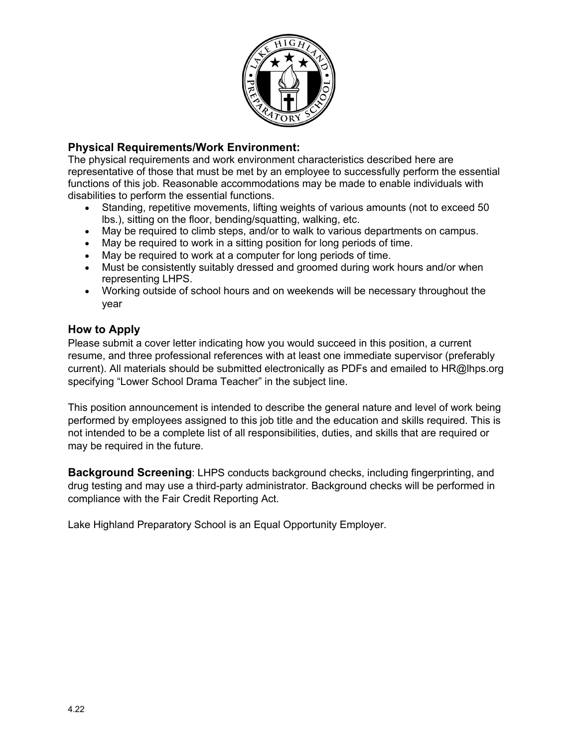### Physical Requirements/Work Environment:

The physical requirements and work environment characteristics described here are representative of those that must be met by an employee to successfully perform the essential functions of this job. Reasonable accommodations may be made to enable individuals with disabilities to perform the essential functions.

- Standing, repetitive movements, lifting weights of various amounts (not to exceed 50 lbs.), sitting on the floor, bending/squatting, walking, etc.
- May be required to climb steps, and/or to walk to various departments on campus.
- May be required to work in a sitting position for long periods of time.
- May be required to work at a computer for long periods of time.
- Must be consistently suitably dressed and groomed during work hours and/or when representing LHPS.
- Working outside of school hours and on weekends will be necessary throughout the year

### How to Apply

Please submit a cover letter indicating how you would succeed in this position, a current resume, and three professional references with at least one immediate supervisor (preferably current). All materials should be submitted electronically as PDFs and emailed to HR@lhps.org specifying "Lower School Drama Teacher" in the subject line.

This position announcement is intended to describe the general nature and level of work being performed by employees assigned to this job title and the education and skills required. This is not intended to be a complete list of all responsibilities, duties, and skills that are required or may be required in the future.

**Background Screening**: LHPS conducts background checks, including fingerprinting, and drug testing and may use a third-party administrator. Background checks will be performed in compliance with the Fair Credit Reporting Act.

Lake Highland Preparatory School is an Equal Opportunity Employer.

4.22